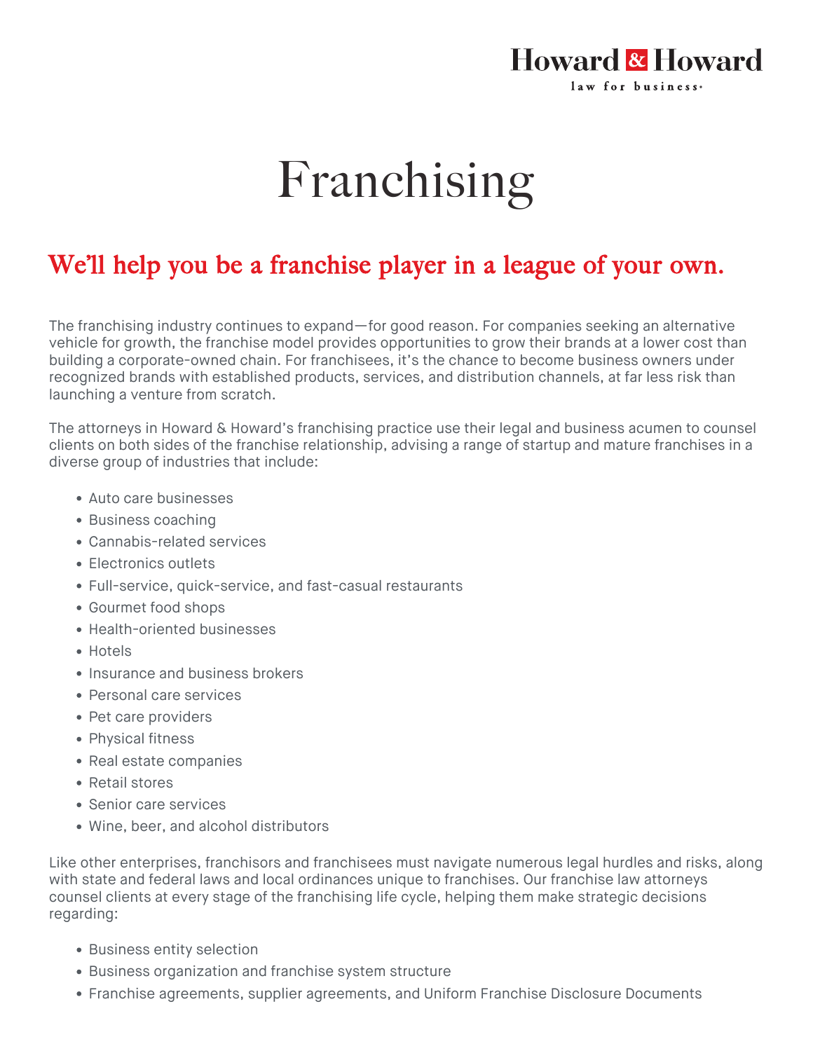Howard & Howard

law for business.

# Franchising

## We'll help you be a franchise player in a league of your own.

The franchising industry continues to expand—for good reason. For companies seeking an alternative vehicle for growth, the franchise model provides opportunities to grow their brands at a lower cost than building a corporate-owned chain. For franchisees, it's the chance to become business owners under recognized brands with established products, services, and distribution channels, at far less risk than launching a venture from scratch.

The attorneys in Howard & Howard's franchising practice use their legal and business acumen to counsel clients on both sides of the franchise relationship, advising a range of startup and mature franchises in a diverse group of industries that include:

- Auto care businesses
- Business coaching
- Cannabis-related services
- Electronics outlets
- Full-service, quick-service, and fast-casual restaurants
- Gourmet food shops
- Health-oriented businesses
- Hotels
- Insurance and business brokers
- Personal care services
- Pet care providers
- Physical fitness
- Real estate companies
- Retail stores
- Senior care services
- Wine, beer, and alcohol distributors

Like other enterprises, franchisors and franchisees must navigate numerous legal hurdles and risks, along with state and federal laws and local ordinances unique to franchises. Our franchise law attorneys counsel clients at every stage of the franchising life cycle, helping them make strategic decisions regarding:

- Business entity selection
- Business organization and franchise system structure
- Franchise agreements, supplier agreements, and Uniform Franchise Disclosure Documents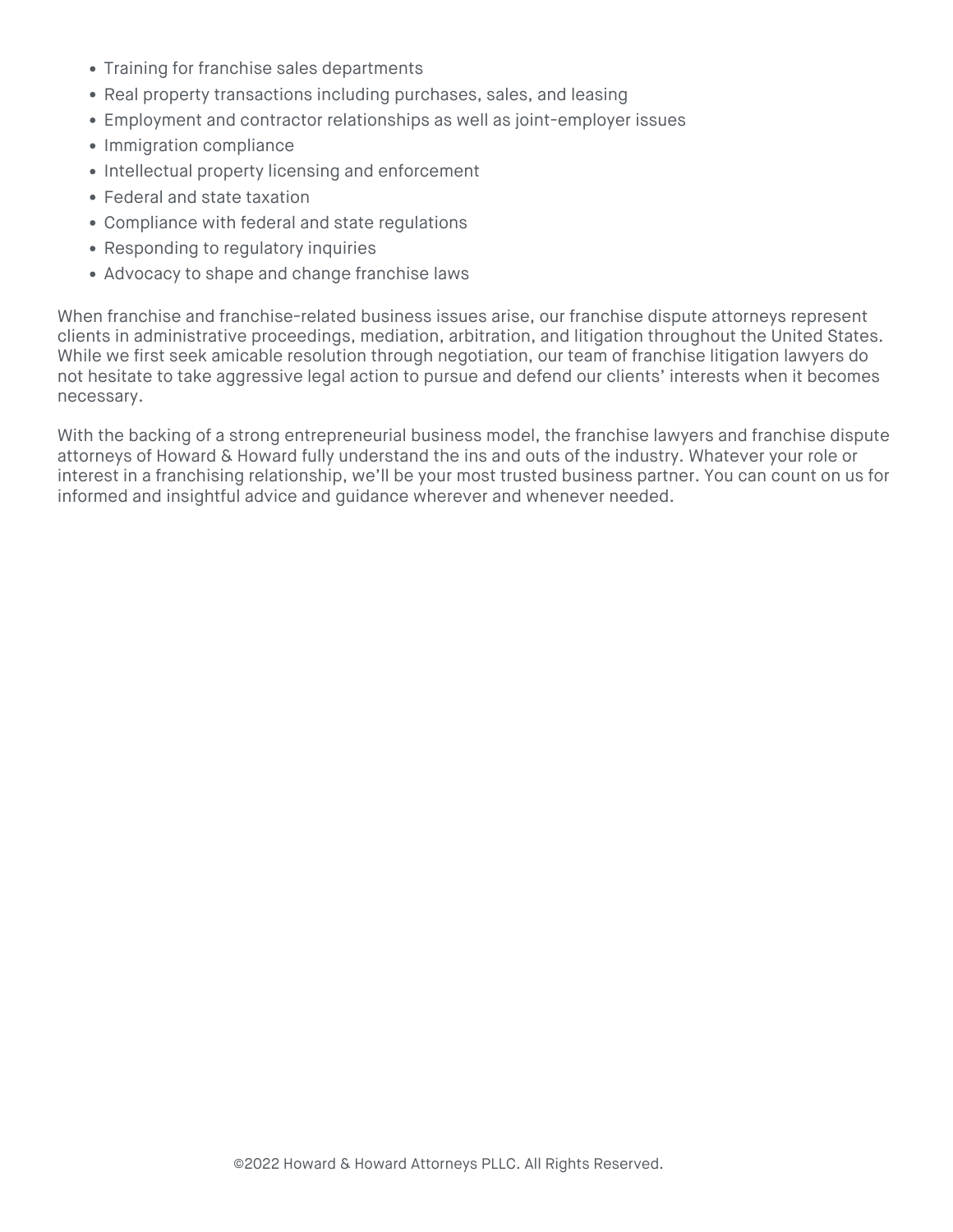- Training for franchise sales departments
- Real property transactions including purchases, sales, and leasing
- Employment and contractor relationships as well as joint-employer issues
- Immigration compliance
- Intellectual property licensing and enforcement
- Federal and state taxation
- Compliance with federal and state regulations
- Responding to regulatory inquiries
- Advocacy to shape and change franchise laws

When franchise and franchise-related business issues arise, our franchise dispute attorneys represent clients in administrative proceedings, mediation, arbitration, and litigation throughout the United States. While we first seek amicable resolution through negotiation, our team of franchise litigation lawyers do not hesitate to take aggressive legal action to pursue and defend our clients' interests when it becomes necessary.

With the backing of a strong entrepreneurial business model, the franchise lawyers and franchise dispute attorneys of Howard & Howard fully understand the ins and outs of the industry. Whatever your role or interest in a franchising relationship, we'll be your most trusted business partner. You can count on us for informed and insightful advice and guidance wherever and whenever needed.

©2022 Howard & Howard Attorneys PLLC. All Rights Reserved.